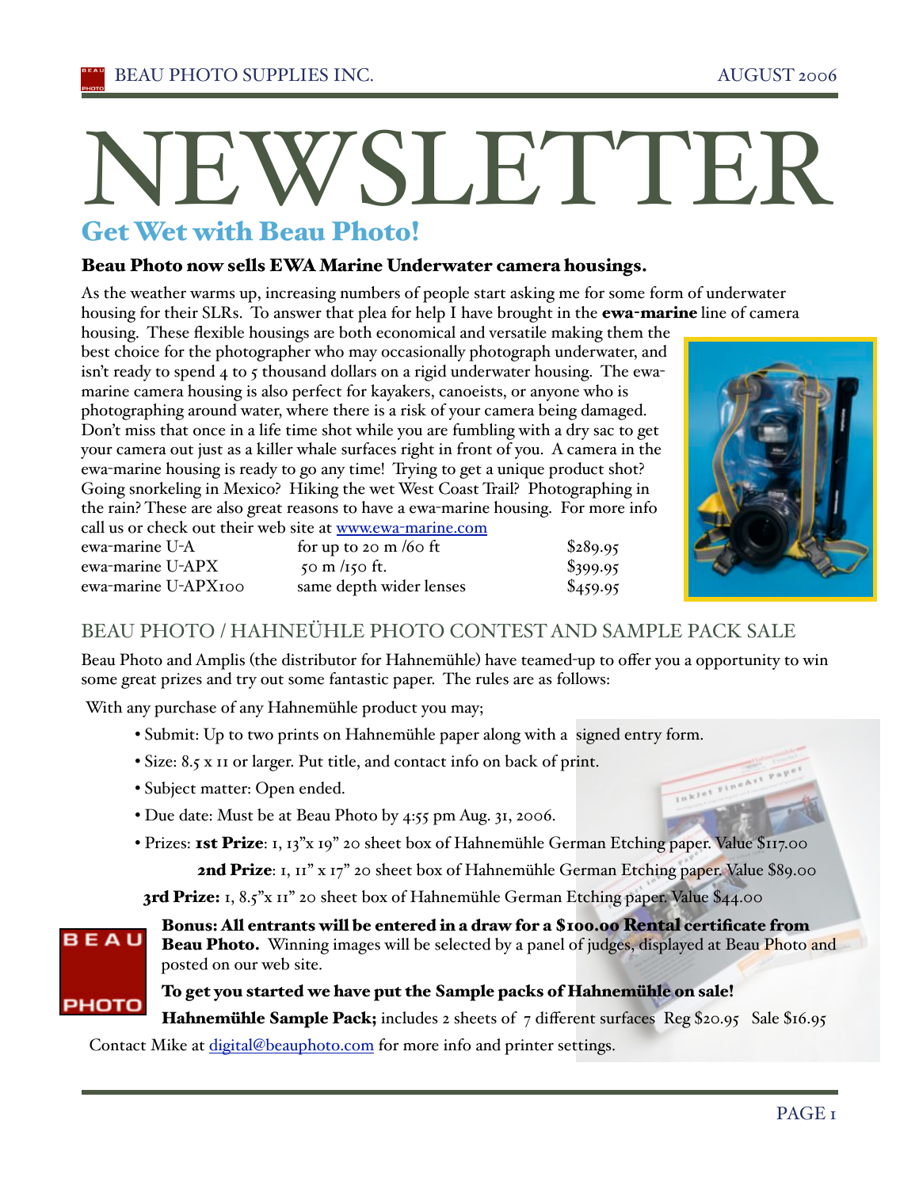# NEWSLETTER

## Get Wet with Beau Photo!

**Beau Photo now sells EWA Marine Underwater camera housings.**

As the weather warms up, increasing numbers of people start asking me for some form of underwater housing for their SLRs. To answer that plea for help I have brought in the **ewa-marine** line of camera housing. These flexible housings are both economical and versatile making them the best choice for the photographer who may occasionally photograph underwater, and isn't ready to spend 4 to 5 thousand dollars on a rigid underwater housing. The ewa-marine camera housing is also perfect for kayakers, canoeists, or anyone who is photographing around water, where there is a risk of your camera being damaged. Don't miss that once in a life time shot while you are fumbling with a dry sac to get your camera out just as a killer whale surfaces right in front of you. A camera in the ewa-marine housing is ready to go any time! Trying to get a unique product shot? Going snorkeling in Mexico? Hiking the wet West Coast Trail? Photographing in the rain? These are also great reasons to have a ewa-marine housing. For more info call us or check out their web site at www.ewa-marine.com

| | | |
|---|---|---|
| ewa-marine U-A | for up to 20 m /60 ft | $289.95 |
| ewa-marine U-APX | 50 m /150 ft. | $399.95 |
| ewa-marine U-APX100 | same depth wider lenses | $459.95 |

## BEAU PHOTO / HAHNEÜHLE PHOTO CONTEST AND SAMPLE PACK SALE

Beau Photo and Amplis (the distributor for Hahnemühle) have teamed-up to offer you a opportunity to win some great prizes and try out some fantastic paper. The rules are as follows:

With any purchase of any Hahnemühle product you may;

- Submit: Up to two prints on Hahnemühle paper along with a signed entry form.
- Size: 8.5 x 11 or larger. Put title, and contact info on back of print.
- Subject matter: Open ended.
- Due date: Must be at Beau Photo by 4:55 pm Aug. 31, 2006.
- Prizes: **1st Prize**: 1, 13"x 19" 20 sheet box of Hahnemühle German Etching paper. Value $117.00

  **2nd Prize**: 1, 11" x 17" 20 sheet box of Hahnemühle German Etching paper. Value $89.00

  **3rd Prize:** 1, 8.5"x 11" 20 sheet box of Hahnemühle German Etching paper. Value $44.00

**Bonus: All entrants will be entered in a draw for a $100.00 Rental certificate from Beau Photo.** Winning images will be selected by a panel of judges, displayed at Beau Photo and posted on our web site.

**To get you started we have put the Sample packs of Hahnemühle on sale!**

**Hahnemühle Sample Pack;** includes 2 sheets of 7 different surfaces Reg $20.95 Sale $16.95

Contact Mike at digital@beauphoto.com for more info and printer settings.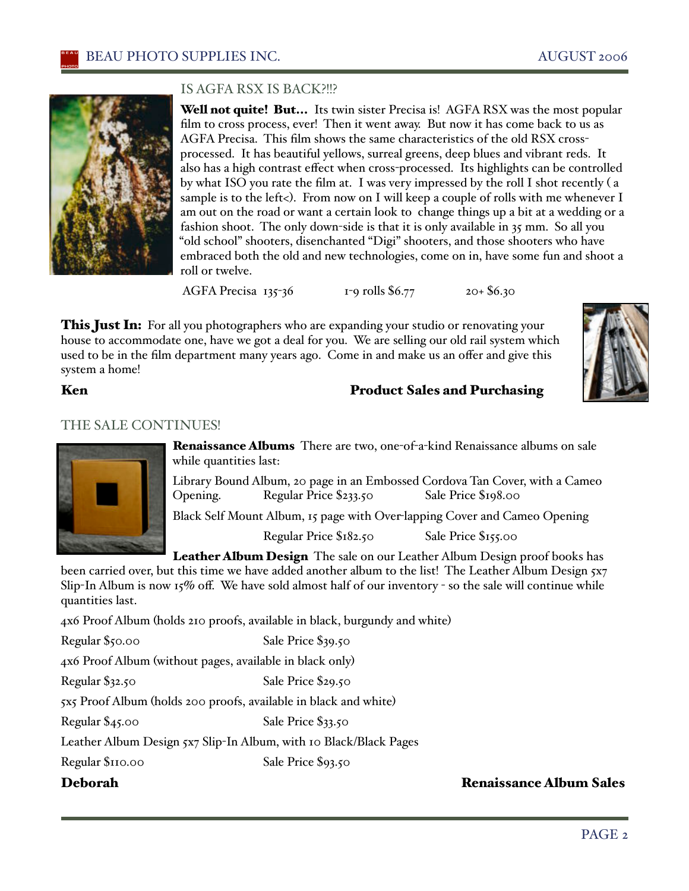## IS AGFA RSX IS BACK?!!?

**Well not quite! But...** Its twin sister Precisa is! AGFA RSX was the most popular film to cross process, ever! Then it went away. But now it has come back to us as AGFA Precisa. This film shows the same characteristics of the old RSX cross-processed. It has beautiful yellows, surreal greens, deep blues and vibrant reds. It also has a high contrast effect when cross-processed. Its highlights can be controlled by what ISO you rate the film at. I was very impressed by the roll I shot recently ( a sample is to the left<). From now on I will keep a couple of rolls with me whenever I am out on the road or want a certain look to change things up a bit at a wedding or a fashion shoot. The only down-side is that it is only available in 35 mm. So all you "old school" shooters, disenchanted "Digi" shooters, and those shooters who have embraced both the old and new technologies, come on in, have some fun and shoot a roll or twelve.

| AGFA Precisa 135-36 | 1-9 rolls $6.77 | 20+ $6.30 |
|---|---|---|

**This Just In:** For all you photographers who are expanding your studio or renovating your house to accommodate one, have we got a deal for you. We are selling our old rail system which used to be in the film department many years ago. Come in and make us an offer and give this system a home!

**Ken** — **Product Sales and Purchasing**

## THE SALE CONTINUES!

**Renaissance Albums** There are two, one-of-a-kind Renaissance albums on sale while quantities last:

Library Bound Album, 20 page in an Embossed Cordova Tan Cover, with a Cameo Opening. Regular Price $233.50 Sale Price $198.00

Black Self Mount Album, 15 page with Over-lapping Cover and Cameo Opening

Regular Price $182.50 Sale Price $155.00

**Leather Album Design** The sale on our Leather Album Design proof books has been carried over, but this time we have added another album to the list! The Leather Album Design 5x7 Slip-In Album is now 15% off. We have sold almost half of our inventory - so the sale will continue while quantities last.

4x6 Proof Album (holds 210 proofs, available in black, burgundy and white)

Regular $50.00 Sale Price $39.50

4x6 Proof Album (without pages, available in black only)

Regular $32.50 Sale Price $29.50

5x5 Proof Album (holds 200 proofs, available in black and white)

Regular $45.00 Sale Price $33.50

Leather Album Design 5x7 Slip-In Album, with 10 Black/Black Pages

Regular $110.00 Sale Price $93.50

**Deborah** — **Renaissance Album Sales**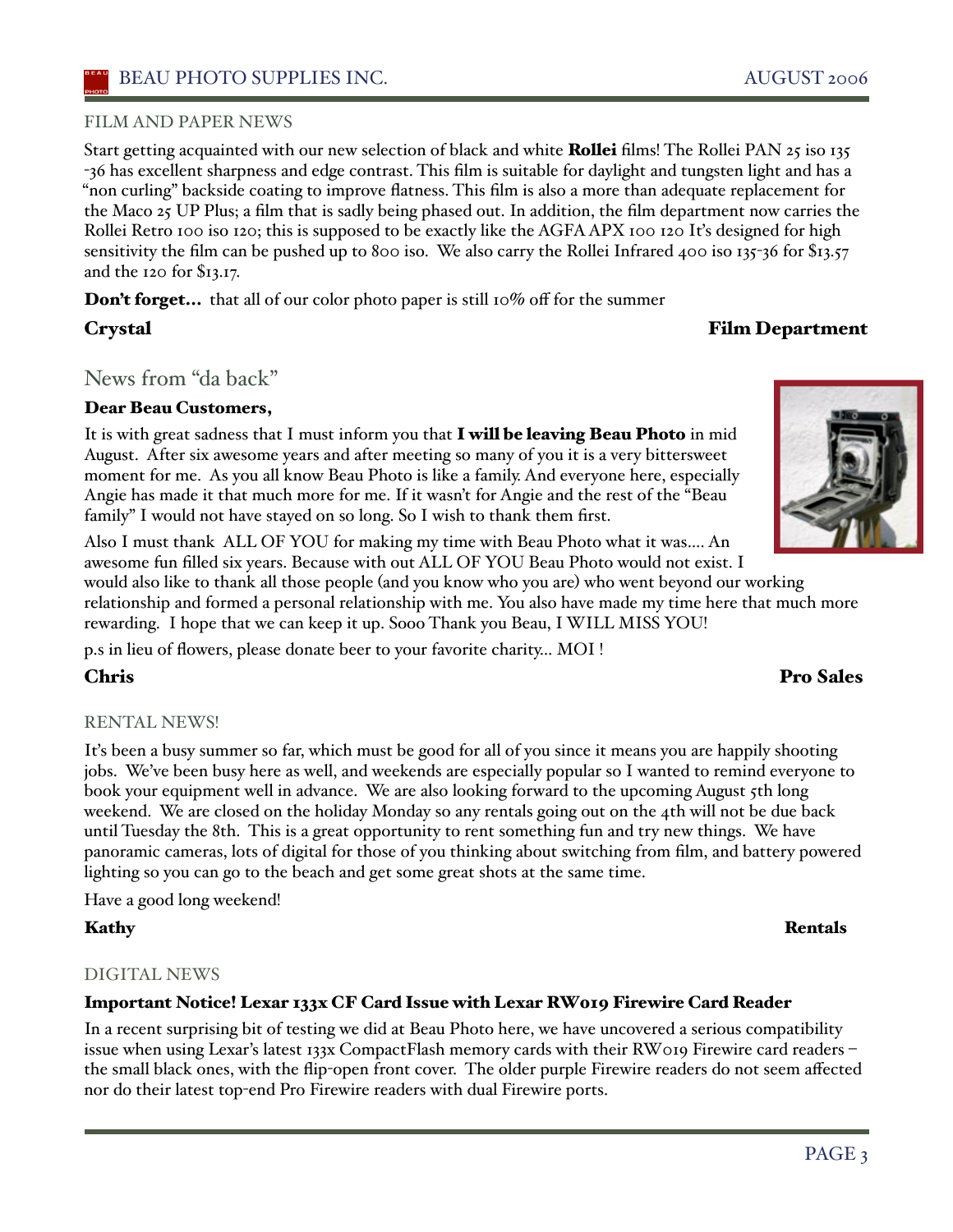## FILM AND PAPER NEWS

Start getting acquainted with our new selection of black and white **Rollei** films! The Rollei PAN 25 iso 135 -36 has excellent sharpness and edge contrast. This film is suitable for daylight and tungsten light and has a "non curling" backside coating to improve flatness. This film is also a more than adequate replacement for the Maco 25 UP Plus; a film that is sadly being phased out. In addition, the film department now carries the Rollei Retro 100 iso 120; this is supposed to be exactly like the AGFA APX 100 120 It's designed for high sensitivity the film can be pushed up to 800 iso. We also carry the Rollei Infrared 400 iso 135-36 for $13.57 and the 120 for $13.17.

**Don't forget...** that all of our color photo paper is still 10% off for the summer

**Crystal** **Film Department**

## News from "da back"

**Dear Beau Customers,**

It is with great sadness that I must inform you that **I will be leaving Beau Photo** in mid August. After six awesome years and after meeting so many of you it is a very bittersweet moment for me. As you all know Beau Photo is like a family. And everyone here, especially Angie has made it that much more for me. If it wasn't for Angie and the rest of the "Beau family" I would not have stayed on so long. So I wish to thank them first.

Also I must thank ALL OF YOU for making my time with Beau Photo what it was.... An awesome fun filled six years. Because with out ALL OF YOU Beau Photo would not exist. I would also like to thank all those people (and you know who you are) who went beyond our working relationship and formed a personal relationship with me. You also have made my time here that much more rewarding. I hope that we can keep it up. Sooo Thank you Beau, I WILL MISS YOU!

p.s in lieu of flowers, please donate beer to your favorite charity... MOI !

**Chris** **Pro Sales**

## RENTAL NEWS!

It's been a busy summer so far, which must be good for all of you since it means you are happily shooting jobs. We've been busy here as well, and weekends are especially popular so I wanted to remind everyone to book your equipment well in advance. We are also looking forward to the upcoming August 5th long weekend. We are closed on the holiday Monday so any rentals going out on the 4th will not be due back until Tuesday the 8th. This is a great opportunity to rent something fun and try new things. We have panoramic cameras, lots of digital for those of you thinking about switching from film, and battery powered lighting so you can go to the beach and get some great shots at the same time.

Have a good long weekend!

**Kathy** **Rentals**

## DIGITAL NEWS

**Important Notice! Lexar 133x CF Card Issue with Lexar RW019 Firewire Card Reader**

In a recent surprising bit of testing we did at Beau Photo here, we have uncovered a serious compatibility issue when using Lexar's latest 133x CompactFlash memory cards with their RW019 Firewire card readers – the small black ones, with the flip-open front cover. The older purple Firewire readers do not seem affected nor do their latest top-end Pro Firewire readers with dual Firewire ports.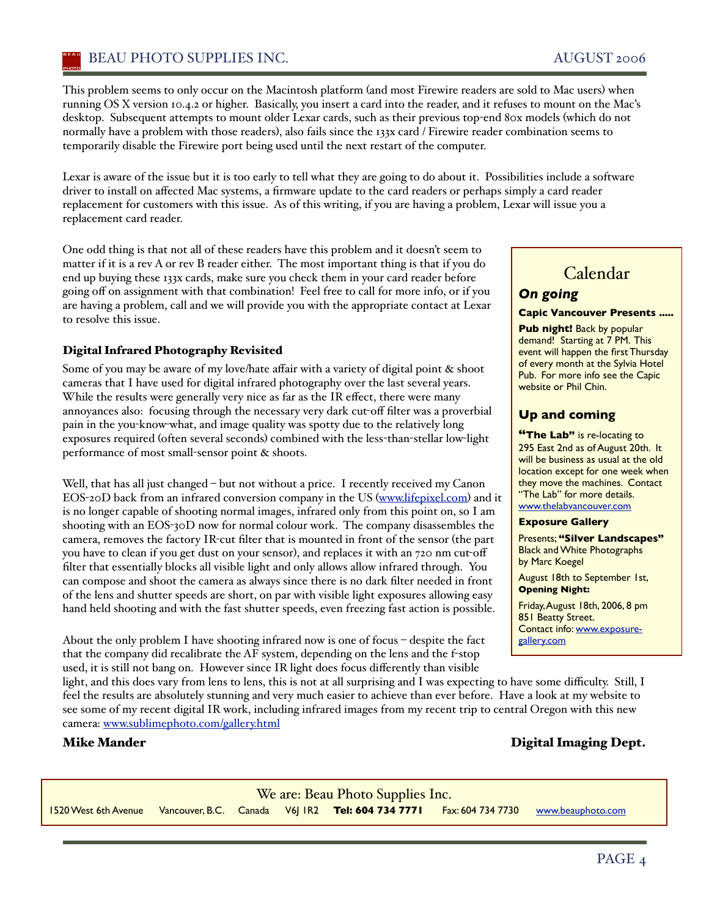This problem seems to only occur on the Macintosh platform (and most Firewire readers are sold to Mac users) when running OS X version 10.4.2 or higher. Basically, you insert a card into the reader, and it refuses to mount on the Mac's desktop. Subsequent attempts to mount older Lexar cards, such as their previous top-end 80x models (which do not normally have a problem with those readers), also fails since the 133x card / Firewire reader combination seems to temporarily disable the Firewire port being used until the next restart of the computer.

Lexar is aware of the issue but it is too early to tell what they are going to do about it. Possibilities include a software driver to install on affected Mac systems, a firmware update to the card readers or perhaps simply a card reader replacement for customers with this issue. As of this writing, if you are having a problem, Lexar will issue you a replacement card reader.

One odd thing is that not all of these readers have this problem and it doesn't seem to matter if it is a rev A or rev B reader either. The most important thing is that if you do end up buying these 133x cards, make sure you check them in your card reader before going off on assignment with that combination! Feel free to call for more info, or if you are having a problem, call and we will provide you with the appropriate contact at Lexar to resolve this issue.

### Digital Infrared Photography Revisited

Some of you may be aware of my love/hate affair with a variety of digital point & shoot cameras that I have used for digital infrared photography over the last several years. While the results were generally very nice as far as the IR effect, there were many annoyances also: focusing through the necessary very dark cut-off filter was a proverbial pain in the you-know-what, and image quality was spotty due to the relatively long exposures required (often several seconds) combined with the less-than-stellar low-light performance of most small-sensor point & shoots.

Well, that has all just changed – but not without a price. I recently received my Canon EOS-20D back from an infrared conversion company in the US (www.lifepixel.com) and it is no longer capable of shooting normal images, infrared only from this point on, so I am shooting with an EOS-30D now for normal colour work. The company disassembles the camera, removes the factory IR-cut filter that is mounted in front of the sensor (the part you have to clean if you get dust on your sensor), and replaces it with an 720 nm cut-off filter that essentially blocks all visible light and only allows allow infrared through. You can compose and shoot the camera as always since there is no dark filter needed in front of the lens and shutter speeds are short, on par with visible light exposures allowing easy hand held shooting and with the fast shutter speeds, even freezing fast action is possible.

About the only problem I have shooting infrared now is one of focus – despite the fact that the company did recalibrate the AF system, depending on the lens and the f-stop used, it is still not bang on. However since IR light does focus differently than visible light, and this does vary from lens to lens, this is not at all surprising and I was expecting to have some difficulty. Still, I feel the results are absolutely stunning and very much easier to achieve than ever before. Have a look at my website to see some of my recent digital IR work, including infrared images from my recent trip to central Oregon with this new camera: www.sublimephoto.com/gallery.html

**Mike Mander** — **Digital Imaging Dept.**

## Calendar

### *On going*

**Capic Vancouver Presents .....**

**Pub night!** Back by popular demand! Starting at 7 PM. This event will happen the first Thursday of every month at the Sylvia Hotel Pub. For more info see the Capic website or Phil Chin.

### Up and coming

**"The Lab"** is re-locating to 295 East 2nd as of August 20th. It will be business as usual at the old location except for one week when they move the machines. Contact "The Lab" for more details. www.thelabvancouver.com

**Exposure Gallery**

Presents; **"Silver Landscapes"** Black and White Photographs by Marc Koegel

August 18th to September 1st,
**Opening Night:**

Friday, August 18th, 2006, 8 pm
851 Beatty Street.
Contact info: www.exposure-gallery.com

---

We are: Beau Photo Supplies Inc.

1520 West 6th Avenue  Vancouver, B.C.  Canada  V6J 1R2  **Tel: 604 734 7771**  Fax: 604 734 7730  www.beauphoto.com